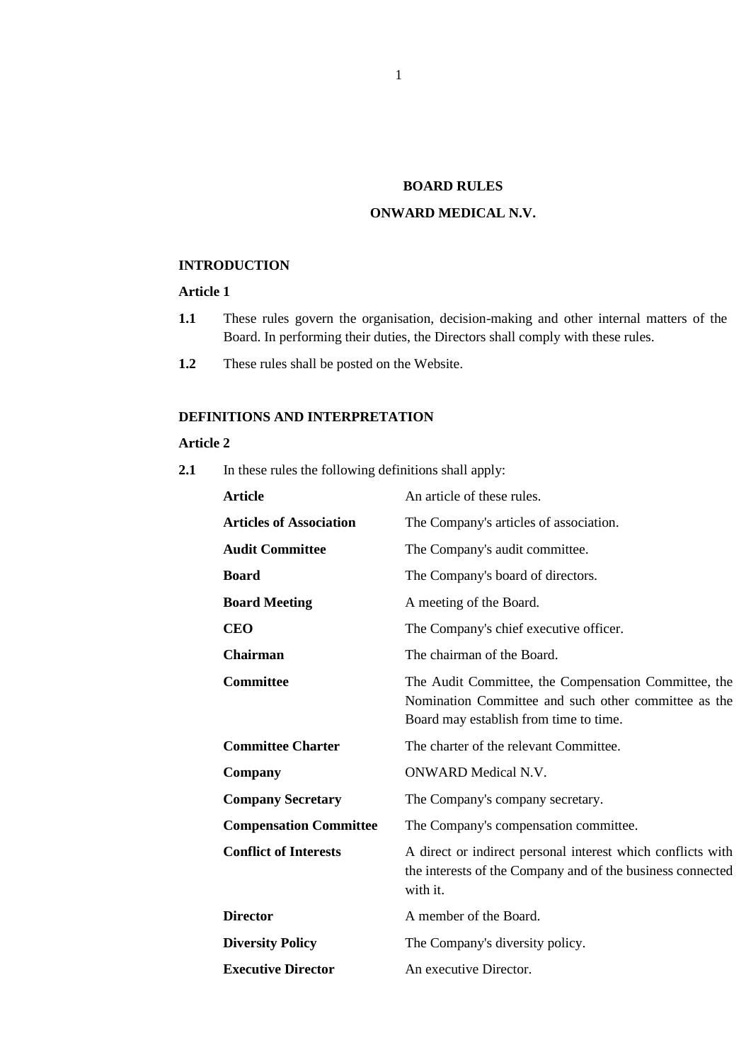# BOARD RULES

# ONWARD MEDICAL N.V.

## INTRODUCTION

### Article 1

**1.1** These rules govern the organisation, decision-making and other internal matters of the Board. In performing their duties, the Directors shall comply with these rules.

**1.2** These rules shall be posted on the Website.

## DEFINITIONS AND INTERPRETATION

### Article 2

**2.1** In these rules the following definitions shall apply:

| | |
|---|---|
| **Article** | An article of these rules. |
| **Articles of Association** | The Company's articles of association. |
| **Audit Committee** | The Company's audit committee. |
| **Board** | The Company's board of directors. |
| **Board Meeting** | A meeting of the Board. |
| **CEO** | The Company's chief executive officer. |
| **Chairman** | The chairman of the Board. |
| **Committee** | The Audit Committee, the Compensation Committee, the Nomination Committee and such other committee as the Board may establish from time to time. |
| **Committee Charter** | The charter of the relevant Committee. |
| **Company** | ONWARD Medical N.V. |
| **Company Secretary** | The Company's company secretary. |
| **Compensation Committee** | The Company's compensation committee. |
| **Conflict of Interests** | A direct or indirect personal interest which conflicts with the interests of the Company and of the business connected with it. |
| **Director** | A member of the Board. |
| **Diversity Policy** | The Company's diversity policy. |
| **Executive Director** | An executive Director. |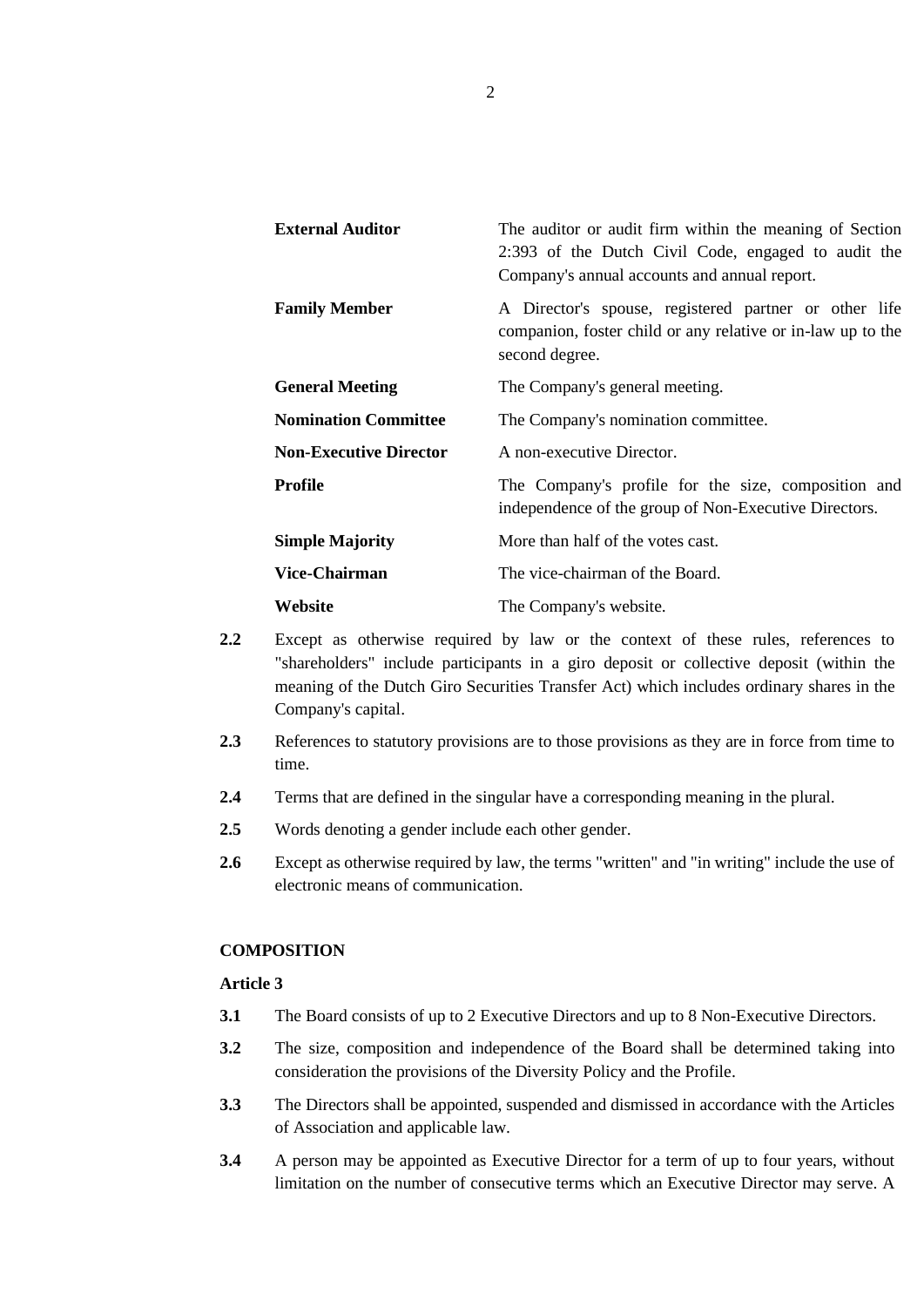| | |
|---|---|
| **External Auditor** | The auditor or audit firm within the meaning of Section 2:393 of the Dutch Civil Code, engaged to audit the Company's annual accounts and annual report. |
| **Family Member** | A Director's spouse, registered partner or other life companion, foster child or any relative or in-law up to the second degree. |
| **General Meeting** | The Company's general meeting. |
| **Nomination Committee** | The Company's nomination committee. |
| **Non-Executive Director** | A non-executive Director. |
| **Profile** | The Company's profile for the size, composition and independence of the group of Non-Executive Directors. |
| **Simple Majority** | More than half of the votes cast. |
| **Vice-Chairman** | The vice-chairman of the Board. |
| **Website** | The Company's website. |

**2.2** Except as otherwise required by law or the context of these rules, references to "shareholders" include participants in a giro deposit or collective deposit (within the meaning of the Dutch Giro Securities Transfer Act) which includes ordinary shares in the Company's capital.

**2.3** References to statutory provisions are to those provisions as they are in force from time to time.

**2.4** Terms that are defined in the singular have a corresponding meaning in the plural.

**2.5** Words denoting a gender include each other gender.

**2.6** Except as otherwise required by law, the terms "written" and "in writing" include the use of electronic means of communication.

## COMPOSITION

### Article 3

**3.1** The Board consists of up to 2 Executive Directors and up to 8 Non-Executive Directors.

**3.2** The size, composition and independence of the Board shall be determined taking into consideration the provisions of the Diversity Policy and the Profile.

**3.3** The Directors shall be appointed, suspended and dismissed in accordance with the Articles of Association and applicable law.

**3.4** A person may be appointed as Executive Director for a term of up to four years, without limitation on the number of consecutive terms which an Executive Director may serve. A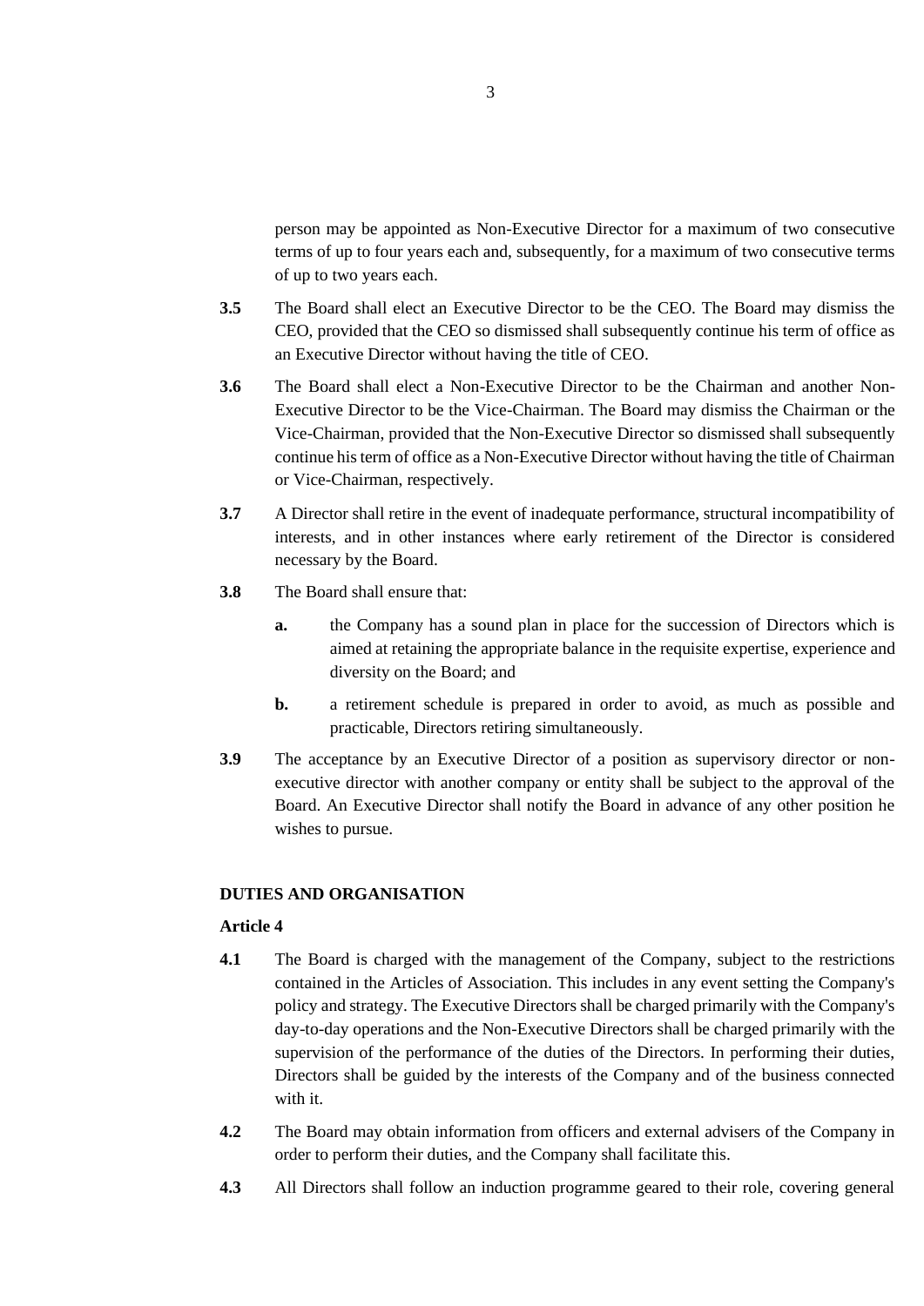person may be appointed as Non-Executive Director for a maximum of two consecutive terms of up to four years each and, subsequently, for a maximum of two consecutive terms of up to two years each.

**3.5** The Board shall elect an Executive Director to be the CEO. The Board may dismiss the CEO, provided that the CEO so dismissed shall subsequently continue his term of office as an Executive Director without having the title of CEO.

**3.6** The Board shall elect a Non-Executive Director to be the Chairman and another Non-Executive Director to be the Vice-Chairman. The Board may dismiss the Chairman or the Vice-Chairman, provided that the Non-Executive Director so dismissed shall subsequently continue his term of office as a Non-Executive Director without having the title of Chairman or Vice-Chairman, respectively.

**3.7** A Director shall retire in the event of inadequate performance, structural incompatibility of interests, and in other instances where early retirement of the Director is considered necessary by the Board.

**3.8** The Board shall ensure that:

- **a.** the Company has a sound plan in place for the succession of Directors which is aimed at retaining the appropriate balance in the requisite expertise, experience and diversity on the Board; and
- **b.** a retirement schedule is prepared in order to avoid, as much as possible and practicable, Directors retiring simultaneously.

**3.9** The acceptance by an Executive Director of a position as supervisory director or non-executive director with another company or entity shall be subject to the approval of the Board. An Executive Director shall notify the Board in advance of any other position he wishes to pursue.

## DUTIES AND ORGANISATION

### Article 4

**4.1** The Board is charged with the management of the Company, subject to the restrictions contained in the Articles of Association. This includes in any event setting the Company's policy and strategy. The Executive Directors shall be charged primarily with the Company's day-to-day operations and the Non-Executive Directors shall be charged primarily with the supervision of the performance of the duties of the Directors. In performing their duties, Directors shall be guided by the interests of the Company and of the business connected with it.

**4.2** The Board may obtain information from officers and external advisers of the Company in order to perform their duties, and the Company shall facilitate this.

**4.3** All Directors shall follow an induction programme geared to their role, covering general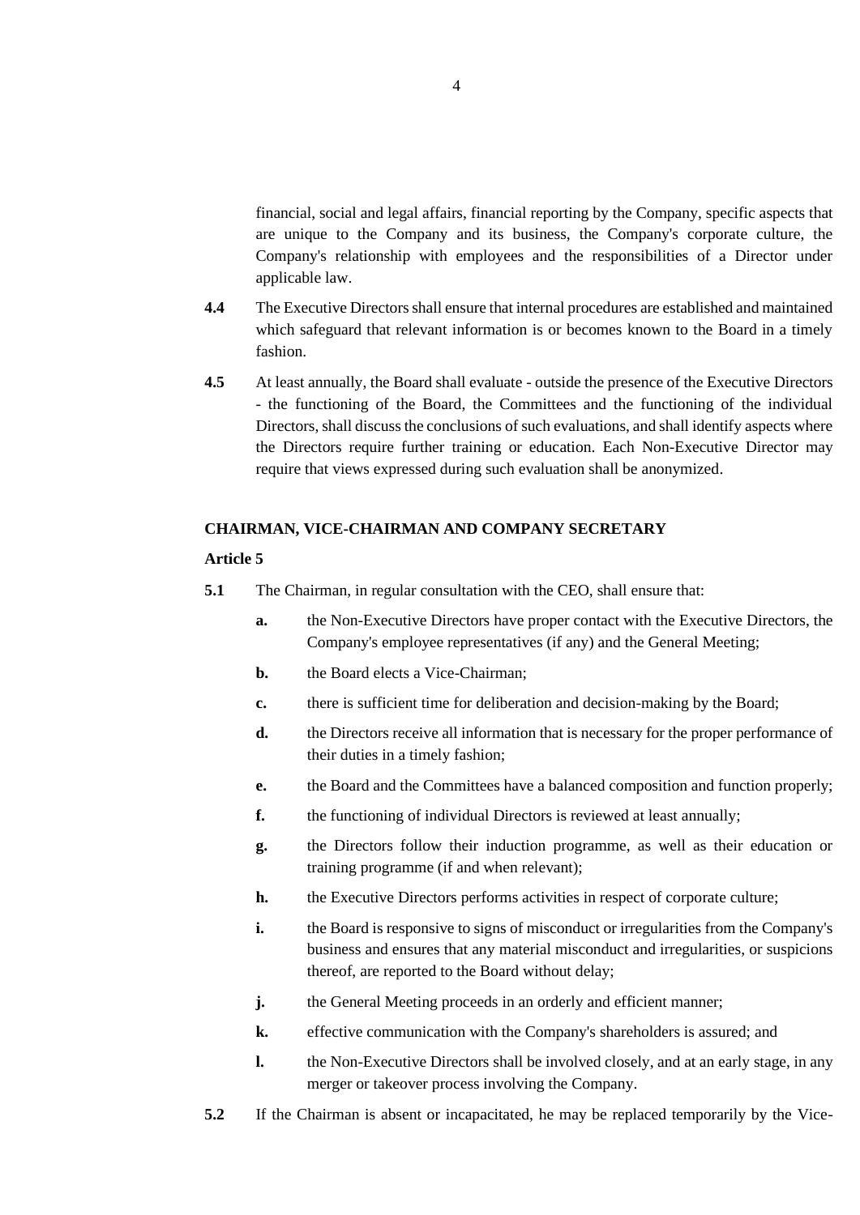financial, social and legal affairs, financial reporting by the Company, specific aspects that are unique to the Company and its business, the Company's corporate culture, the Company's relationship with employees and the responsibilities of a Director under applicable law.

**4.4** The Executive Directors shall ensure that internal procedures are established and maintained which safeguard that relevant information is or becomes known to the Board in a timely fashion.

**4.5** At least annually, the Board shall evaluate - outside the presence of the Executive Directors - the functioning of the Board, the Committees and the functioning of the individual Directors, shall discuss the conclusions of such evaluations, and shall identify aspects where the Directors require further training or education. Each Non-Executive Director may require that views expressed during such evaluation shall be anonymized.

**CHAIRMAN, VICE-CHAIRMAN AND COMPANY SECRETARY**

**Article 5**

**5.1** The Chairman, in regular consultation with the CEO, shall ensure that:

- **a.** the Non-Executive Directors have proper contact with the Executive Directors, the Company's employee representatives (if any) and the General Meeting;
- **b.** the Board elects a Vice-Chairman;
- **c.** there is sufficient time for deliberation and decision-making by the Board;
- **d.** the Directors receive all information that is necessary for the proper performance of their duties in a timely fashion;
- **e.** the Board and the Committees have a balanced composition and function properly;
- **f.** the functioning of individual Directors is reviewed at least annually;
- **g.** the Directors follow their induction programme, as well as their education or training programme (if and when relevant);
- **h.** the Executive Directors performs activities in respect of corporate culture;
- **i.** the Board is responsive to signs of misconduct or irregularities from the Company's business and ensures that any material misconduct and irregularities, or suspicions thereof, are reported to the Board without delay;
- **j.** the General Meeting proceeds in an orderly and efficient manner;
- **k.** effective communication with the Company's shareholders is assured; and
- **l.** the Non-Executive Directors shall be involved closely, and at an early stage, in any merger or takeover process involving the Company.

**5.2** If the Chairman is absent or incapacitated, he may be replaced temporarily by the Vice-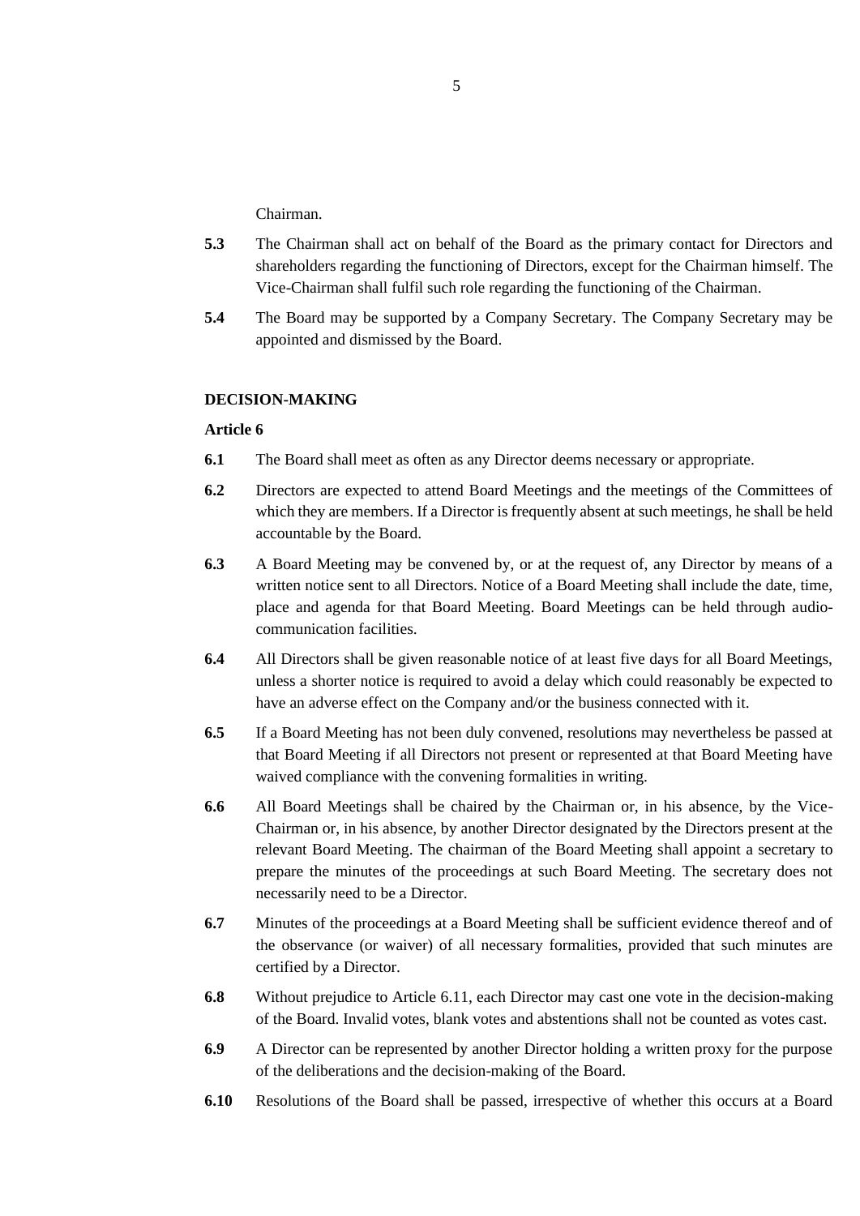Chairman.

**5.3** The Chairman shall act on behalf of the Board as the primary contact for Directors and shareholders regarding the functioning of Directors, except for the Chairman himself. The Vice-Chairman shall fulfil such role regarding the functioning of the Chairman.

**5.4** The Board may be supported by a Company Secretary. The Company Secretary may be appointed and dismissed by the Board.

**DECISION-MAKING**

**Article 6**

**6.1** The Board shall meet as often as any Director deems necessary or appropriate.

**6.2** Directors are expected to attend Board Meetings and the meetings of the Committees of which they are members. If a Director is frequently absent at such meetings, he shall be held accountable by the Board.

**6.3** A Board Meeting may be convened by, or at the request of, any Director by means of a written notice sent to all Directors. Notice of a Board Meeting shall include the date, time, place and agenda for that Board Meeting. Board Meetings can be held through audio-communication facilities.

**6.4** All Directors shall be given reasonable notice of at least five days for all Board Meetings, unless a shorter notice is required to avoid a delay which could reasonably be expected to have an adverse effect on the Company and/or the business connected with it.

**6.5** If a Board Meeting has not been duly convened, resolutions may nevertheless be passed at that Board Meeting if all Directors not present or represented at that Board Meeting have waived compliance with the convening formalities in writing.

**6.6** All Board Meetings shall be chaired by the Chairman or, in his absence, by the Vice-Chairman or, in his absence, by another Director designated by the Directors present at the relevant Board Meeting. The chairman of the Board Meeting shall appoint a secretary to prepare the minutes of the proceedings at such Board Meeting. The secretary does not necessarily need to be a Director.

**6.7** Minutes of the proceedings at a Board Meeting shall be sufficient evidence thereof and of the observance (or waiver) of all necessary formalities, provided that such minutes are certified by a Director.

**6.8** Without prejudice to Article 6.11, each Director may cast one vote in the decision-making of the Board. Invalid votes, blank votes and abstentions shall not be counted as votes cast.

**6.9** A Director can be represented by another Director holding a written proxy for the purpose of the deliberations and the decision-making of the Board.

**6.10** Resolutions of the Board shall be passed, irrespective of whether this occurs at a Board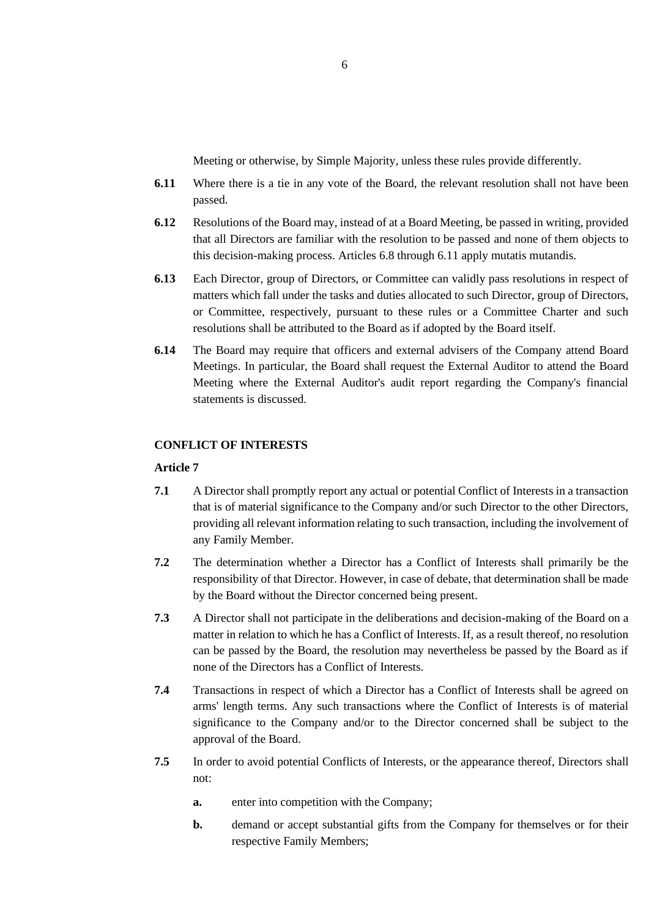Meeting or otherwise, by Simple Majority, unless these rules provide differently.

**6.11** Where there is a tie in any vote of the Board, the relevant resolution shall not have been passed.

**6.12** Resolutions of the Board may, instead of at a Board Meeting, be passed in writing, provided that all Directors are familiar with the resolution to be passed and none of them objects to this decision-making process. Articles 6.8 through 6.11 apply mutatis mutandis.

**6.13** Each Director, group of Directors, or Committee can validly pass resolutions in respect of matters which fall under the tasks and duties allocated to such Director, group of Directors, or Committee, respectively, pursuant to these rules or a Committee Charter and such resolutions shall be attributed to the Board as if adopted by the Board itself.

**6.14** The Board may require that officers and external advisers of the Company attend Board Meetings. In particular, the Board shall request the External Auditor to attend the Board Meeting where the External Auditor's audit report regarding the Company's financial statements is discussed.

**CONFLICT OF INTERESTS**

**Article 7**

**7.1** A Director shall promptly report any actual or potential Conflict of Interests in a transaction that is of material significance to the Company and/or such Director to the other Directors, providing all relevant information relating to such transaction, including the involvement of any Family Member.

**7.2** The determination whether a Director has a Conflict of Interests shall primarily be the responsibility of that Director. However, in case of debate, that determination shall be made by the Board without the Director concerned being present.

**7.3** A Director shall not participate in the deliberations and decision-making of the Board on a matter in relation to which he has a Conflict of Interests. If, as a result thereof, no resolution can be passed by the Board, the resolution may nevertheless be passed by the Board as if none of the Directors has a Conflict of Interests.

**7.4** Transactions in respect of which a Director has a Conflict of Interests shall be agreed on arms' length terms. Any such transactions where the Conflict of Interests is of material significance to the Company and/or to the Director concerned shall be subject to the approval of the Board.

**7.5** In order to avoid potential Conflicts of Interests, or the appearance thereof, Directors shall not:

- **a.** enter into competition with the Company;
- **b.** demand or accept substantial gifts from the Company for themselves or for their respective Family Members;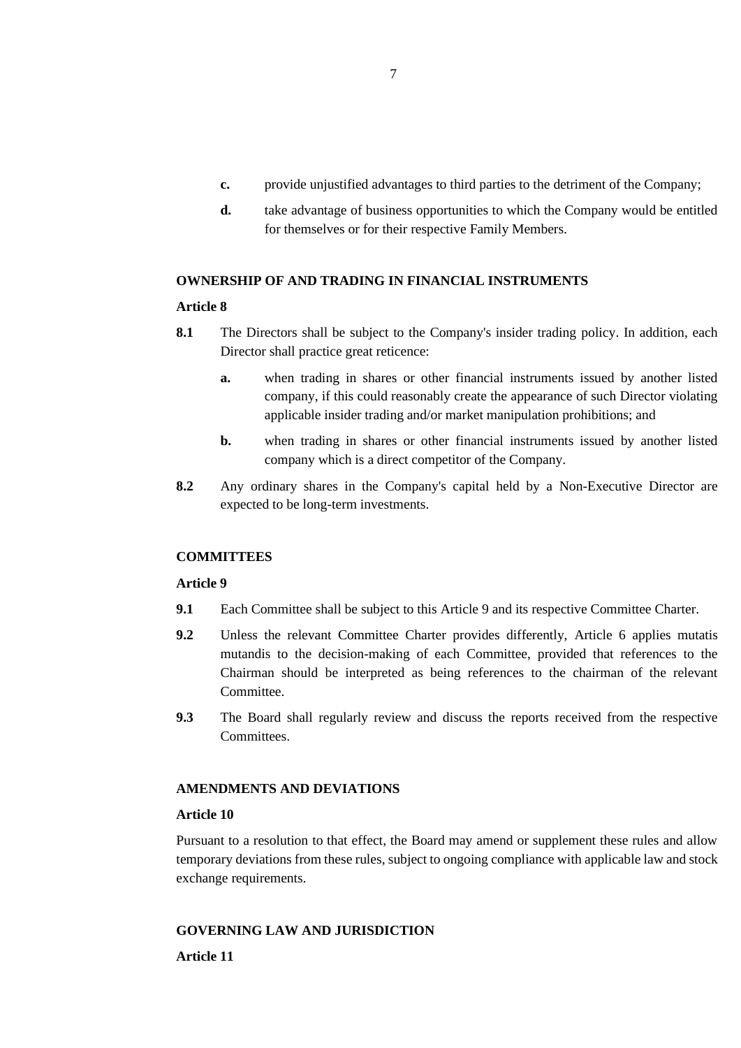**c.** provide unjustified advantages to third parties to the detriment of the Company;

**d.** take advantage of business opportunities to which the Company would be entitled for themselves or for their respective Family Members.

**OWNERSHIP OF AND TRADING IN FINANCIAL INSTRUMENTS**

**Article 8**

**8.1** The Directors shall be subject to the Company's insider trading policy. In addition, each Director shall practice great reticence:

**a.** when trading in shares or other financial instruments issued by another listed company, if this could reasonably create the appearance of such Director violating applicable insider trading and/or market manipulation prohibitions; and

**b.** when trading in shares or other financial instruments issued by another listed company which is a direct competitor of the Company.

**8.2** Any ordinary shares in the Company's capital held by a Non-Executive Director are expected to be long-term investments.

**COMMITTEES**

**Article 9**

**9.1** Each Committee shall be subject to this Article 9 and its respective Committee Charter.

**9.2** Unless the relevant Committee Charter provides differently, Article 6 applies mutatis mutandis to the decision-making of each Committee, provided that references to the Chairman should be interpreted as being references to the chairman of the relevant Committee.

**9.3** The Board shall regularly review and discuss the reports received from the respective Committees.

**AMENDMENTS AND DEVIATIONS**

**Article 10**

Pursuant to a resolution to that effect, the Board may amend or supplement these rules and allow temporary deviations from these rules, subject to ongoing compliance with applicable law and stock exchange requirements.

**GOVERNING LAW AND JURISDICTION**

**Article 11**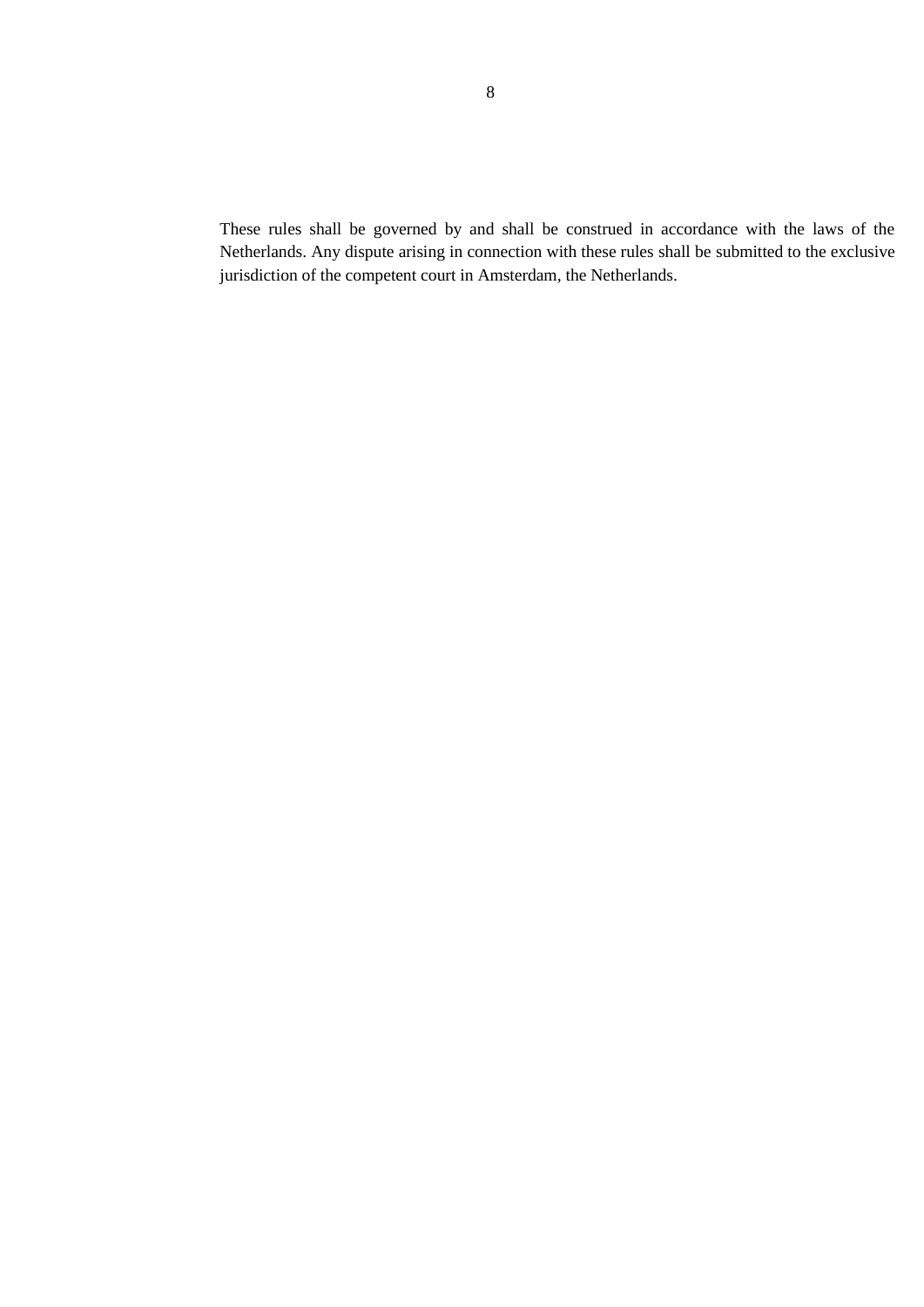These rules shall be governed by and shall be construed in accordance with the laws of the Netherlands. Any dispute arising in connection with these rules shall be submitted to the exclusive jurisdiction of the competent court in Amsterdam, the Netherlands.